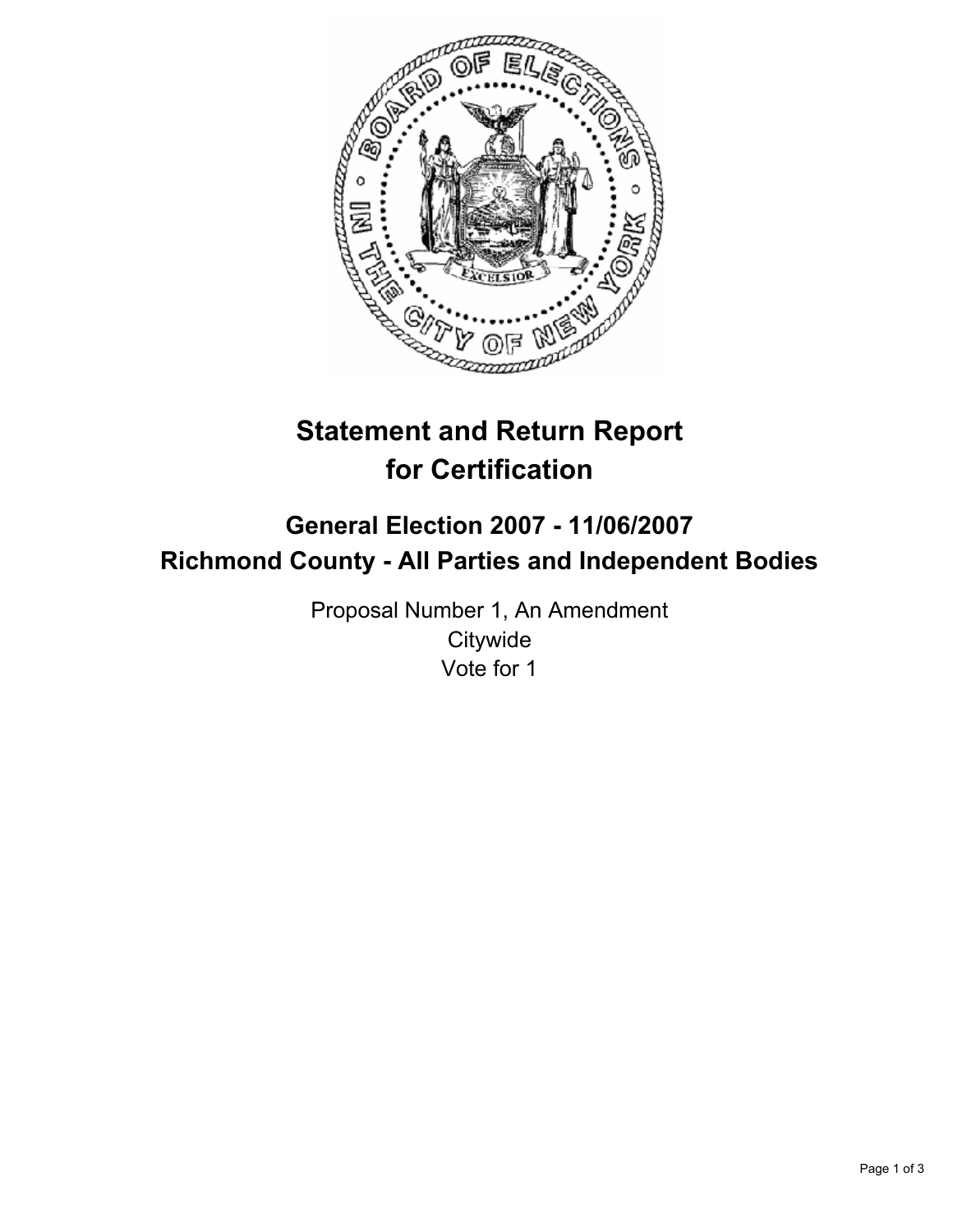# Statement and Return Report for Certification

## General Election 2007 - 11/06/2007
## Richmond County - All Parties and Independent Bodies

Proposal Number 1, An Amendment
Citywide
Vote for 1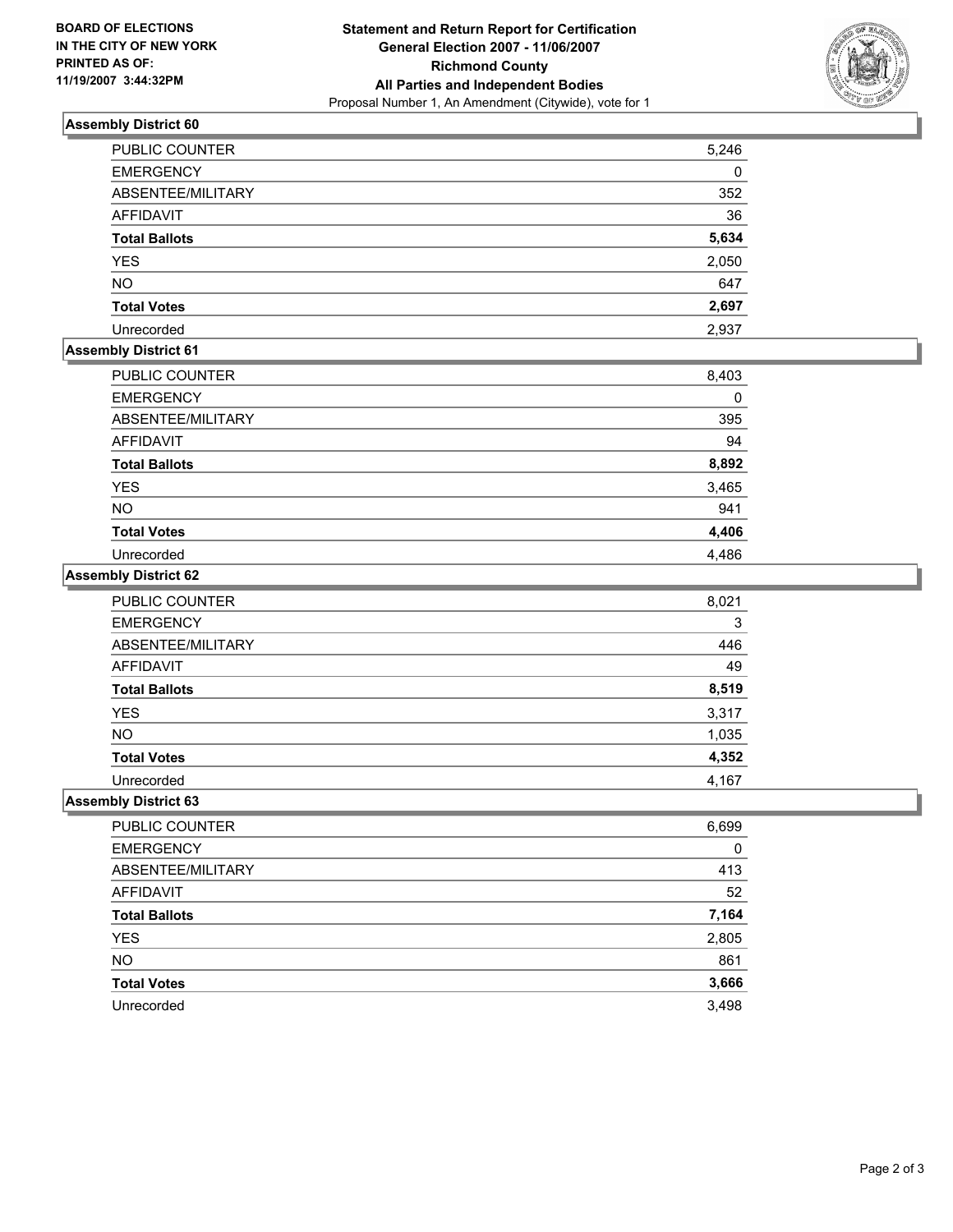**BOARD OF ELECTIONS IN THE CITY OF NEW YORK PRINTED AS OF: 11/19/2007 3:44:32PM**

**Statement and Return Report for Certification**
**General Election 2007 - 11/06/2007**
**Richmond County**
**All Parties and Independent Bodies**
Proposal Number 1, An Amendment (Citywide), vote for 1

### Assembly District 60

| | |
|---|---|
| PUBLIC COUNTER | 5,246 |
| EMERGENCY | 0 |
| ABSENTEE/MILITARY | 352 |
| AFFIDAVIT | 36 |
| **Total Ballots** | **5,634** |
| YES | 2,050 |
| NO | 647 |
| **Total Votes** | **2,697** |
| Unrecorded | 2,937 |

### Assembly District 61

| | |
|---|---|
| PUBLIC COUNTER | 8,403 |
| EMERGENCY | 0 |
| ABSENTEE/MILITARY | 395 |
| AFFIDAVIT | 94 |
| **Total Ballots** | **8,892** |
| YES | 3,465 |
| NO | 941 |
| **Total Votes** | **4,406** |
| Unrecorded | 4,486 |

### Assembly District 62

| | |
|---|---|
| PUBLIC COUNTER | 8,021 |
| EMERGENCY | 3 |
| ABSENTEE/MILITARY | 446 |
| AFFIDAVIT | 49 |
| **Total Ballots** | **8,519** |
| YES | 3,317 |
| NO | 1,035 |
| **Total Votes** | **4,352** |
| Unrecorded | 4,167 |

### Assembly District 63

| | |
|---|---|
| PUBLIC COUNTER | 6,699 |
| EMERGENCY | 0 |
| ABSENTEE/MILITARY | 413 |
| AFFIDAVIT | 52 |
| **Total Ballots** | **7,164** |
| YES | 2,805 |
| NO | 861 |
| **Total Votes** | **3,666** |
| Unrecorded | 3,498 |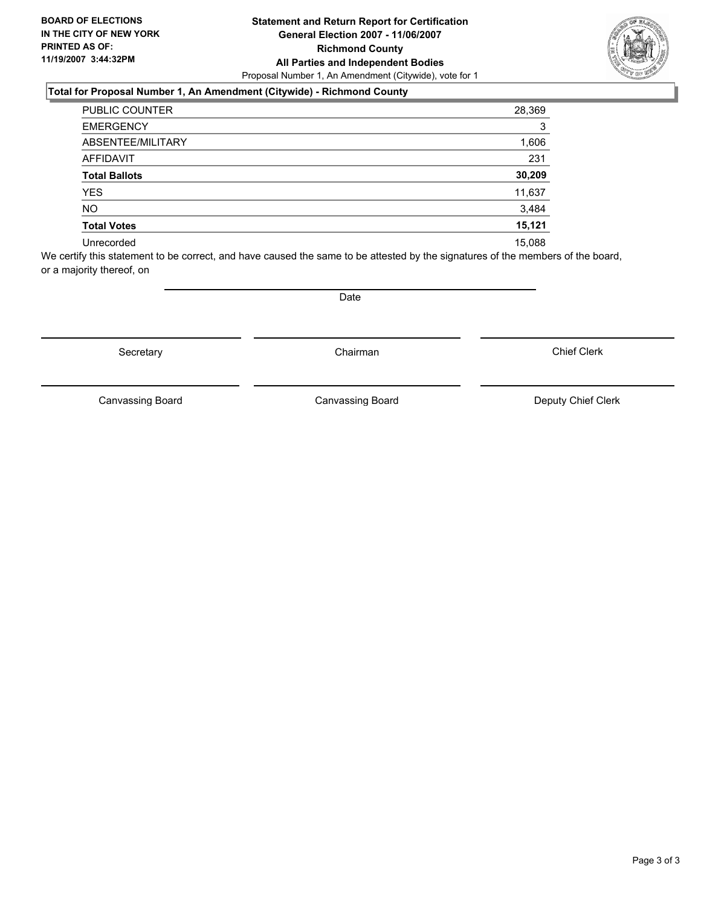**BOARD OF ELECTIONS IN THE CITY OF NEW YORK PRINTED AS OF: 11/19/2007 3:44:32PM**

**Statement and Return Report for Certification**
**General Election 2007 - 11/06/2007**
**Richmond County**
**All Parties and Independent Bodies**
Proposal Number 1, An Amendment (Citywide), vote for 1

**Total for Proposal Number 1, An Amendment (Citywide) - Richmond County**

| | |
|---|---|
| PUBLIC COUNTER | 28,369 |
| EMERGENCY | 3 |
| ABSENTEE/MILITARY | 1,606 |
| AFFIDAVIT | 231 |
| **Total Ballots** | **30,209** |
| YES | 11,637 |
| NO | 3,484 |
| **Total Votes** | **15,121** |
| Unrecorded | 15,088 |

We certify this statement to be correct, and have caused the same to be attested by the signatures of the members of the board, or a majority thereof, on

Date

Secretary | Chairman | Chief Clerk

Canvassing Board | Canvassing Board | Deputy Chief Clerk